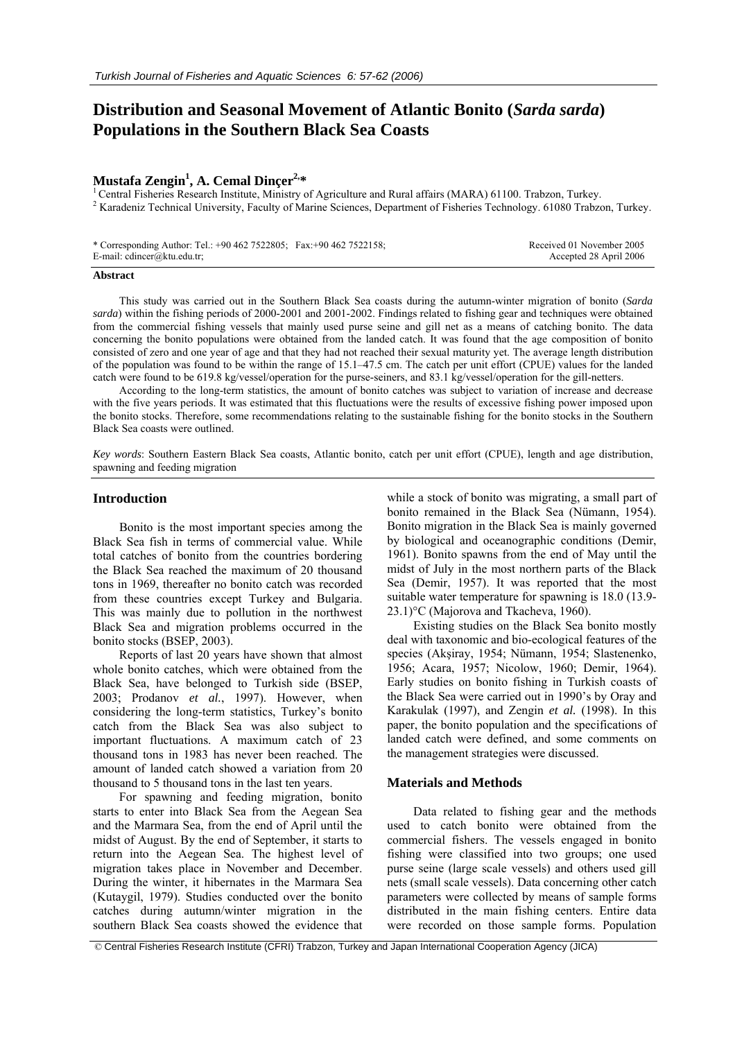# Distribution and Seasonal Movement of Atlantic Bonito (*Sarda sarda*) Populations in the Southern Black Sea Coasts

**Mustafa Zengin[1], A. Cemal Dinçer[2,*]**

[1] Central Fisheries Research Institute, Ministry of Agriculture and Rural affairs (MARA) 61100. Trabzon, Turkey.
[2] Karadeniz Technical University, Faculty of Marine Sciences, Department of Fisheries Technology. 61080 Trabzon, Turkey.

\* Corresponding Author: Tel.: +90 462 7522805; Fax:+90 462 7522158; E-mail: cdincer@ktu.edu.tr;

Received 01 November 2005
Accepted 28 April 2006

### Abstract

This study was carried out in the Southern Black Sea coasts during the autumn-winter migration of bonito (*Sarda sarda*) within the fishing periods of 2000-2001 and 2001-2002. Findings related to fishing gear and techniques were obtained from the commercial fishing vessels that mainly used purse seine and gill net as a means of catching bonito. The data concerning the bonito populations were obtained from the landed catch. It was found that the age composition of bonito consisted of zero and one year of age and that they had not reached their sexual maturity yet. The average length distribution of the population was found to be within the range of 15.1–47.5 cm. The catch per unit effort (CPUE) values for the landed catch were found to be 619.8 kg/vessel/operation for the purse-seiners, and 83.1 kg/vessel/operation for the gill-netters.

According to the long-term statistics, the amount of bonito catches was subject to variation of increase and decrease with the five years periods. It was estimated that this fluctuations were the results of excessive fishing power imposed upon the bonito stocks. Therefore, some recommendations relating to the sustainable fishing for the bonito stocks in the Southern Black Sea coasts were outlined.

*Key words*: Southern Eastern Black Sea coasts, Atlantic bonito, catch per unit effort (CPUE), length and age distribution, spawning and feeding migration

## Introduction

Bonito is the most important species among the Black Sea fish in terms of commercial value. While total catches of bonito from the countries bordering the Black Sea reached the maximum of 20 thousand tons in 1969, thereafter no bonito catch was recorded from these countries except Turkey and Bulgaria. This was mainly due to pollution in the northwest Black Sea and migration problems occurred in the bonito stocks (BSEP, 2003).

Reports of last 20 years have shown that almost whole bonito catches, which were obtained from the Black Sea, have belonged to Turkish side (BSEP, 2003; Prodanov *et al.*, 1997). However, when considering the long-term statistics, Turkey's bonito catch from the Black Sea was also subject to important fluctuations. A maximum catch of 23 thousand tons in 1983 has never been reached. The amount of landed catch showed a variation from 20 thousand to 5 thousand tons in the last ten years.

For spawning and feeding migration, bonito starts to enter into Black Sea from the Aegean Sea and the Marmara Sea, from the end of April until the midst of August. By the end of September, it starts to return into the Aegean Sea. The highest level of migration takes place in November and December. During the winter, it hibernates in the Marmara Sea (Kutaygil, 1979). Studies conducted over the bonito catches during autumn/winter migration in the southern Black Sea coasts showed the evidence that while a stock of bonito was migrating, a small part of bonito remained in the Black Sea (Nümann, 1954). Bonito migration in the Black Sea is mainly governed by biological and oceanographic conditions (Demir, 1961). Bonito spawns from the end of May until the midst of July in the most northern parts of the Black Sea (Demir, 1957). It was reported that the most suitable water temperature for spawning is 18.0 (13.9-23.1)°C (Majorova and Tkacheva, 1960).

Existing studies on the Black Sea bonito mostly deal with taxonomic and bio-ecological features of the species (Akşiray, 1954; Nümann, 1954; Slastenenko, 1956; Acara, 1957; Nicolow, 1960; Demir, 1964). Early studies on bonito fishing in Turkish coasts of the Black Sea were carried out in 1990's by Oray and Karakulak (1997), and Zengin *et al.* (1998). In this paper, the bonito population and the specifications of landed catch were defined, and some comments on the management strategies were discussed.

## Materials and Methods

Data related to fishing gear and the methods used to catch bonito were obtained from the commercial fishers. The vessels engaged in bonito fishing were classified into two groups; one used purse seine (large scale vessels) and others used gill nets (small scale vessels). Data concerning other catch parameters were collected by means of sample forms distributed in the main fishing centers. Entire data were recorded on those sample forms. Population

© Central Fisheries Research Institute (CFRI) Trabzon, Turkey and Japan International Cooperation Agency (JICA)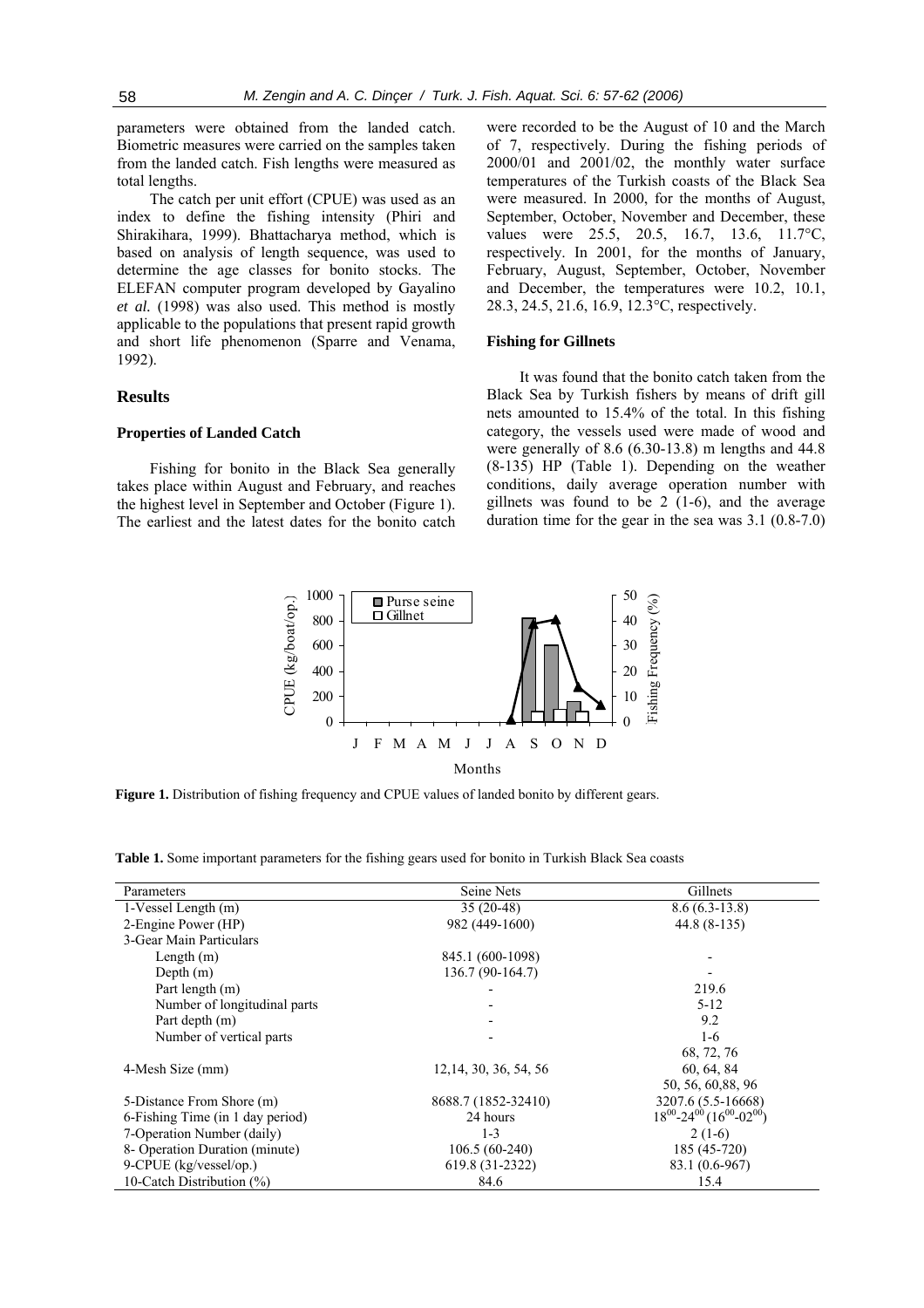parameters were obtained from the landed catch. Biometric measures were carried on the samples taken from the landed catch. Fish lengths were measured as total lengths.

The catch per unit effort (CPUE) was used as an index to define the fishing intensity (Phiri and Shirakihara, 1999). Bhattacharya method, which is based on analysis of length sequence, was used to determine the age classes for bonito stocks. The ELEFAN computer program developed by Gayalino *et al.* (1998) was also used. This method is mostly applicable to the populations that present rapid growth and short life phenomenon (Sparre and Venama, 1992).

## Results

### Properties of Landed Catch

Fishing for bonito in the Black Sea generally takes place within August and February, and reaches the highest level in September and October (Figure 1). The earliest and the latest dates for the bonito catch were recorded to be the August of 10 and the March of 7, respectively. During the fishing periods of 2000/01 and 2001/02, the monthly water surface temperatures of the Turkish coasts of the Black Sea were measured. In 2000, for the months of August, September, October, November and December, these values were 25.5, 20.5, 16.7, 13.6, 11.7°C, respectively. In 2001, for the months of January, February, August, September, October, November and December, the temperatures were 10.2, 10.1, 28.3, 24.5, 21.6, 16.9, 12.3°C, respectively.

### Fishing for Gillnets

It was found that the bonito catch taken from the Black Sea by Turkish fishers by means of drift gill nets amounted to 15.4% of the total. In this fishing category, the vessels used were made of wood and were generally of 8.6 (6.30-13.8) m lengths and 44.8 (8-135) HP (Table 1). Depending on the weather conditions, daily average operation number with gillnets was found to be 2 (1-6), and the average duration time for the gear in the sea was 3.1 (0.8-7.0)

**Figure 1.** Distribution of fishing frequency and CPUE values of landed bonito by different gears.

**Table 1.** Some important parameters for the fishing gears used for bonito in Turkish Black Sea coasts

| Parameters | Seine Nets | Gillnets |
|---|---|---|
| 1-Vessel Length (m) | 35 (20-48) | 8.6 (6.3-13.8) |
| 2-Engine Power (HP) | 982 (449-1600) | 44.8 (8-135) |
| 3-Gear Main Particulars | | |
| Length (m) | 845.1 (600-1098) | - |
| Depth (m) | 136.7 (90-164.7) | - |
| Part length (m) | - | 219.6 |
| Number of longitudinal parts | - | 5-12 |
| Part depth (m) | - | 9.2 |
| Number of vertical parts | - | 1-6 |
| 4-Mesh Size (mm) | 12,14, 30, 36, 54, 56 | 68, 72, 76<br>60, 64, 84<br>50, 56, 60,88, 96 |
| 5-Distance From Shore (m) | 8688.7 (1852-32410) | 3207.6 (5.5-16668) |
| 6-Fishing Time (in 1 day period) | 24 hours | $18^{00}$-$24^{00}$ ($16^{00}$-$02^{00}$) |
| 7-Operation Number (daily) | 1-3 | 2 (1-6) |
| 8- Operation Duration (minute) | 106.5 (60-240) | 185 (45-720) |
| 9-CPUE (kg/vessel/op.) | 619.8 (31-2322) | 83.1 (0.6-967) |
| 10-Catch Distribution (%) | 84.6 | 15.4 |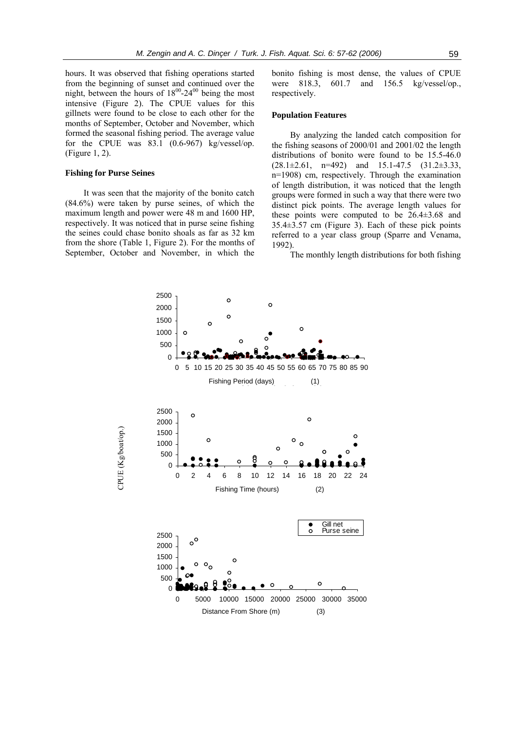hours. It was observed that fishing operations started from the beginning of sunset and continued over the night, between the hours of $18^{00}$-$24^{00}$ being the most intensive (Figure 2). The CPUE values for this gillnets were found to be close to each other for the months of September, October and November, which formed the seasonal fishing period. The average value for the CPUE was 83.1 (0.6-967) kg/vessel/op. (Figure 1, 2).

### Fishing for Purse Seines

It was seen that the majority of the bonito catch (84.6%) were taken by purse seines, of which the maximum length and power were 48 m and 1600 HP, respectively. It was noticed that in purse seine fishing the seines could chase bonito shoals as far as 32 km from the shore (Table 1, Figure 2). For the months of September, October and November, in which the bonito fishing is most dense, the values of CPUE were 818.3, 601.7 and 156.5 kg/vessel/op., respectively.

### Population Features

By analyzing the landed catch composition for the fishing seasons of 2000/01 and 2001/02 the length distributions of bonito were found to be 15.5-46.0 (28.1±2.61, n=492) and 15.1-47.5 (31.2±3.33, n=1908) cm, respectively. Through the examination of length distribution, it was noticed that the length groups were formed in such a way that there were two distinct pick points. The average length values for these points were computed to be 26.4±3.68 and 35.4±3.57 cm (Figure 3). Each of these pick points referred to a year class group (Sparre and Venama, 1992).

The monthly length distributions for both fishing

CPUE (Kg/boat/op.)

Fishing Period (days) (1)

Fishing Time (hours) (2)

Distance From Shore (m) (3)

● Gill net
○ Purse seine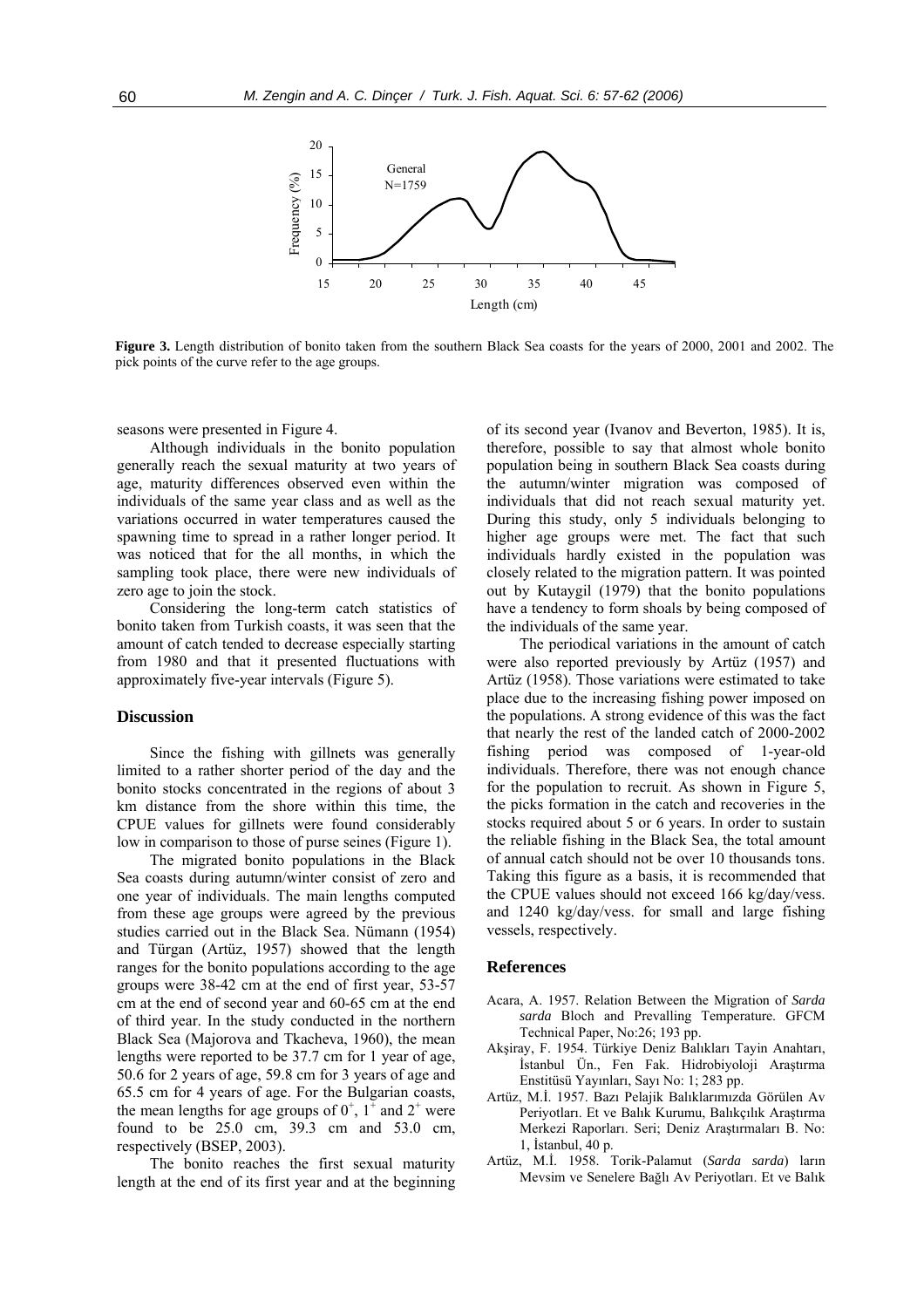**Figure 3.** Length distribution of bonito taken from the southern Black Sea coasts for the years of 2000, 2001 and 2002. The pick points of the curve refer to the age groups.

seasons were presented in Figure 4.

Although individuals in the bonito population generally reach the sexual maturity at two years of age, maturity differences observed even within the individuals of the same year class and as well as the variations occurred in water temperatures caused the spawning time to spread in a rather longer period. It was noticed that for the all months, in which the sampling took place, there were new individuals of zero age to join the stock.

Considering the long-term catch statistics of bonito taken from Turkish coasts, it was seen that the amount of catch tended to decrease especially starting from 1980 and that it presented fluctuations with approximately five-year intervals (Figure 5).

## Discussion

Since the fishing with gillnets was generally limited to a rather shorter period of the day and the bonito stocks concentrated in the regions of about 3 km distance from the shore within this time, the CPUE values for gillnets were found considerably low in comparison to those of purse seines (Figure 1).

The migrated bonito populations in the Black Sea coasts during autumn/winter consist of zero and one year of individuals. The main lengths computed from these age groups were agreed by the previous studies carried out in the Black Sea. Nümann (1954) and Türgan (Artüz, 1957) showed that the length ranges for the bonito populations according to the age groups were 38-42 cm at the end of first year, 53-57 cm at the end of second year and 60-65 cm at the end of third year. In the study conducted in the northern Black Sea (Majorova and Tkacheva, 1960), the mean lengths were reported to be 37.7 cm for 1 year of age, 50.6 for 2 years of age, 59.8 cm for 3 years of age and 65.5 cm for 4 years of age. For the Bulgarian coasts, the mean lengths for age groups of $0^+$, $1^+$ and $2^+$ were found to be 25.0 cm, 39.3 cm and 53.0 cm, respectively (BSEP, 2003).

The bonito reaches the first sexual maturity length at the end of its first year and at the beginning of its second year (Ivanov and Beverton, 1985). It is, therefore, possible to say that almost whole bonito population being in southern Black Sea coasts during the autumn/winter migration was composed of individuals that did not reach sexual maturity yet. During this study, only 5 individuals belonging to higher age groups were met. The fact that such individuals hardly existed in the population was closely related to the migration pattern. It was pointed out by Kutaygil (1979) that the bonito populations have a tendency to form shoals by being composed of the individuals of the same year.

The periodical variations in the amount of catch were also reported previously by Artüz (1957) and Artüz (1958). Those variations were estimated to take place due to the increasing fishing power imposed on the populations. A strong evidence of this was the fact that nearly the rest of the landed catch of 2000-2002 fishing period was composed of 1-year-old individuals. Therefore, there was not enough chance for the population to recruit. As shown in Figure 5, the picks formation in the catch and recoveries in the stocks required about 5 or 6 years. In order to sustain the reliable fishing in the Black Sea, the total amount of annual catch should not be over 10 thousands tons. Taking this figure as a basis, it is recommended that the CPUE values should not exceed 166 kg/day/vess. and 1240 kg/day/vess. for small and large fishing vessels, respectively.

## References

Acara, A. 1957. Relation Between the Migration of *Sarda sarda* Bloch and Prevalling Temperature. GFCM Technical Paper, No:26; 193 pp.

Akşiray, F. 1954. Türkiye Deniz Balıkları Tayin Anahtarı, İstanbul Ün., Fen Fak. Hidrobiyoloji Araştırma Enstitüsü Yayınları, Sayı No: 1; 283 pp.

Artüz, M.İ. 1957. Bazı Pelajik Balıklarımızda Görülen Av Periyotları. Et ve Balık Kurumu, Balıkçılık Araştırma Merkezi Raporları. Seri; Deniz Araştırmaları B. No: 1, İstanbul, 40 p.

Artüz, M.İ. 1958. Torik-Palamut (*Sarda sarda*) ların Mevsim ve Senelere Bağlı Av Periyotları. Et ve Balık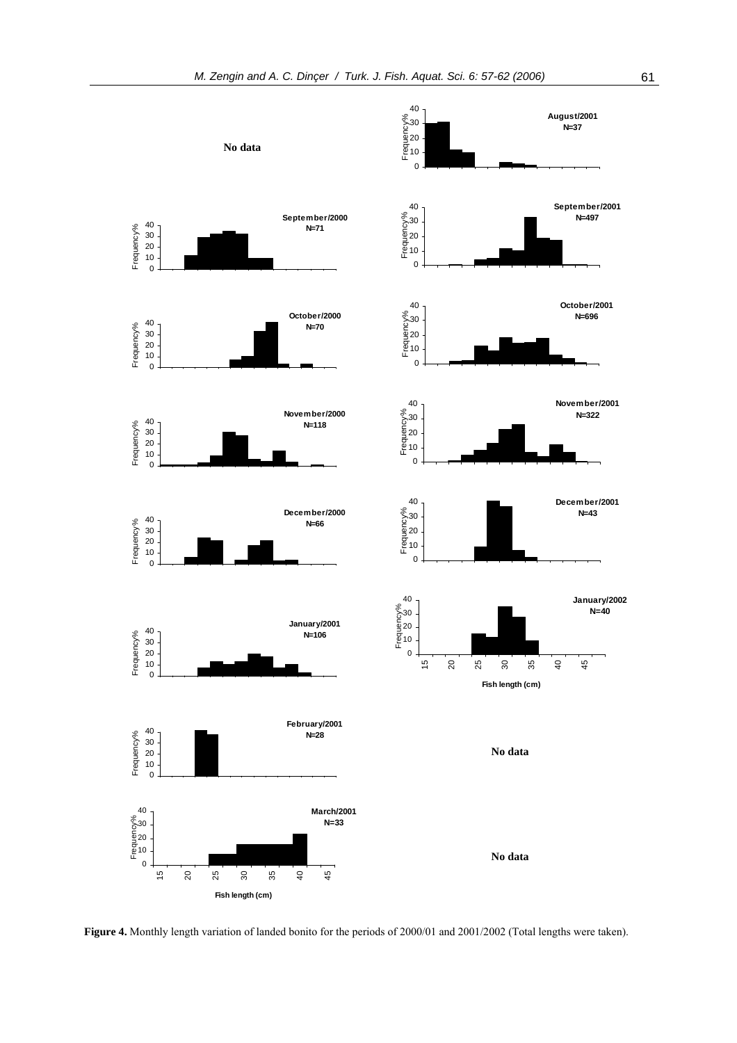**Figure 4.** Monthly length variation of landed bonito for the periods of 2000/01 and 2001/2002 (Total lengths were taken).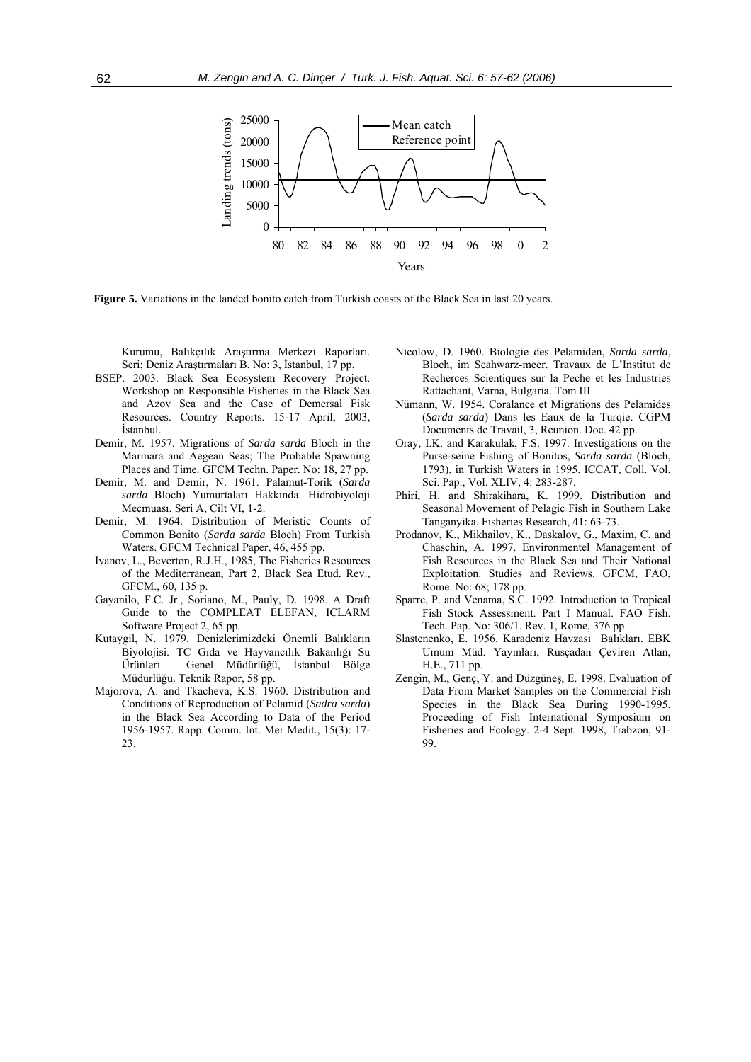Landing trends (tons)

25000
20000
15000
10000
5000
0

Mean catch
Reference point

80 82 84 86 88 90 92 94 96 98 0 2

Years

**Figure 5.** Variations in the landed bonito catch from Turkish coasts of the Black Sea in last 20 years.

Kurumu, Balıkçılık Araştırma Merkezi Raporları. Seri; Deniz Araştırmaları B. No: 3, İstanbul, 17 pp.

BSEP. 2003. Black Sea Ecosystem Recovery Project. Workshop on Responsible Fisheries in the Black Sea and Azov Sea and the Case of Demersal Fisk Resources. Country Reports. 15-17 April, 2003, İstanbul.

Demir, M. 1957. Migrations of *Sarda sarda* Bloch in the Marmara and Aegean Seas; The Probable Spawning Places and Time. GFCM Techn. Paper. No: 18, 27 pp.

Demir, M. and Demir, N. 1961. Palamut-Torik (*Sarda sarda* Bloch) Yumurtaları Hakkında. Hidrobiyoloji Mecmuası. Seri A, Cilt VI, 1-2.

Demir, M. 1964. Distribution of Meristic Counts of Common Bonito (*Sarda sarda* Bloch) From Turkish Waters. GFCM Technical Paper, 46, 455 pp.

Ivanov, L., Beverton, R.J.H., 1985, The Fisheries Resources of the Mediterranean, Part 2, Black Sea Etud. Rev., GFCM., 60, 135 p.

Gayanilo, F.C. Jr., Soriano, M., Pauly, D. 1998. A Draft Guide to the COMPLEAT ELEFAN, ICLARM Software Project 2, 65 pp.

Kutaygil, N. 1979. Denizlerimizdeki Önemli Balıkların Biyolojisi. TC Gıda ve Hayvancılık Bakanlığı Su Ürünleri Genel Müdürlüğü, İstanbul Bölge Müdürlüğü. Teknik Rapor, 58 pp.

Majorova, A. and Tkacheva, K.S. 1960. Distribution and Conditions of Reproduction of Pelamid (*Sadra sarda*) in the Black Sea According to Data of the Period 1956-1957. Rapp. Comm. Int. Mer Medit., 15(3): 17-23.

Nicolow, D. 1960. Biologie des Pelamiden, *Sarda sarda*, Bloch, im Scahwarz-meer. Travaux de L'Institut de Recherces Scientiques sur la Peche et les Industries Rattachant, Varna, Bulgaria. Tom III

Nümann, W. 1954. Coralance et Migrations des Pelamides (*Sarda sarda*) Dans les Eaux de la Turqie. CGPM Documents de Travail, 3, Reunion. Doc. 42 pp.

Oray, I.K. and Karakulak, F.S. 1997. Investigations on the Purse-seine Fishing of Bonitos, *Sarda sarda* (Bloch, 1793), in Turkish Waters in 1995. ICCAT, Coll. Vol. Sci. Pap., Vol. XLIV, 4: 283-287.

Phiri, H. and Shirakihara, K. 1999. Distribution and Seasonal Movement of Pelagic Fish in Southern Lake Tanganyika. Fisheries Research, 41: 63-73.

Prodanov, K., Mikhailov, K., Daskalov, G., Maxim, C. and Chaschin, A. 1997. Environmentel Management of Fish Resources in the Black Sea and Their National Exploitation. Studies and Reviews. GFCM, FAO, Rome. No: 68; 178 pp.

Sparre, P. and Venama, S.C. 1992. Introduction to Tropical Fish Stock Assessment. Part I Manual. FAO Fish. Tech. Pap. No: 306/1. Rev. 1, Rome, 376 pp.

Slastenenko, E. 1956. Karadeniz Havzası Balıkları. EBK Umum Müd. Yayınları, Rusçadan Çeviren Atlan, H.E., 711 pp.

Zengin, M., Genç, Y. and Düzgüneş, E. 1998. Evaluation of Data From Market Samples on the Commercial Fish Species in the Black Sea During 1990-1995. Proceeding of Fish International Symposium on Fisheries and Ecology. 2-4 Sept. 1998, Trabzon, 91-99.